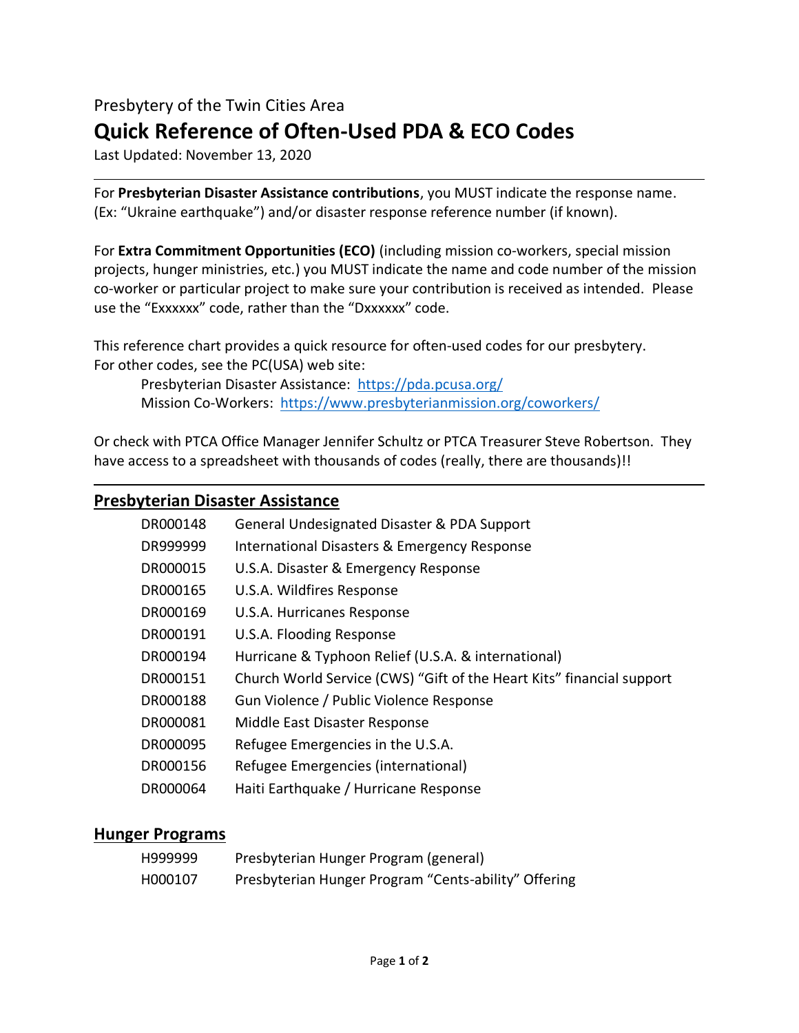Presbytery of the Twin Cities Area

# Quick Reference of Often-Used PDA & ECO Codes

Last Updated: November 13, 2020

---

For **Presbyterian Disaster Assistance contributions**, you MUST indicate the response name. (Ex: "Ukraine earthquake") and/or disaster response reference number (if known).

For **Extra Commitment Opportunities (ECO)** (including mission co-workers, special mission projects, hunger ministries, etc.) you MUST indicate the name and code number of the mission co-worker or particular project to make sure your contribution is received as intended. Please use the "Exxxxxx" code, rather than the "Dxxxxxx" code.

This reference chart provides a quick resource for often-used codes for our presbytery. For other codes, see the PC(USA) web site:

> Presbyterian Disaster Assistance: https://pda.pcusa.org/
> Mission Co-Workers: https://www.presbyterianmission.org/coworkers/

Or check with PTCA Office Manager Jennifer Schultz or PTCA Treasurer Steve Robertson. They have access to a spreadsheet with thousands of codes (really, there are thousands)!!

---

## Presbyterian Disaster Assistance

| Code | Description |
|---|---|
| DR000148 | General Undesignated Disaster & PDA Support |
| DR999999 | International Disasters & Emergency Response |
| DR000015 | U.S.A. Disaster & Emergency Response |
| DR000165 | U.S.A. Wildfires Response |
| DR000169 | U.S.A. Hurricanes Response |
| DR000191 | U.S.A. Flooding Response |
| DR000194 | Hurricane & Typhoon Relief (U.S.A. & international) |
| DR000151 | Church World Service (CWS) "Gift of the Heart Kits" financial support |
| DR000188 | Gun Violence / Public Violence Response |
| DR000081 | Middle East Disaster Response |
| DR000095 | Refugee Emergencies in the U.S.A. |
| DR000156 | Refugee Emergencies (international) |
| DR000064 | Haiti Earthquake / Hurricane Response |

## Hunger Programs

| Code | Description |
|---|---|
| H999999 | Presbyterian Hunger Program (general) |
| H000107 | Presbyterian Hunger Program "Cents-ability" Offering |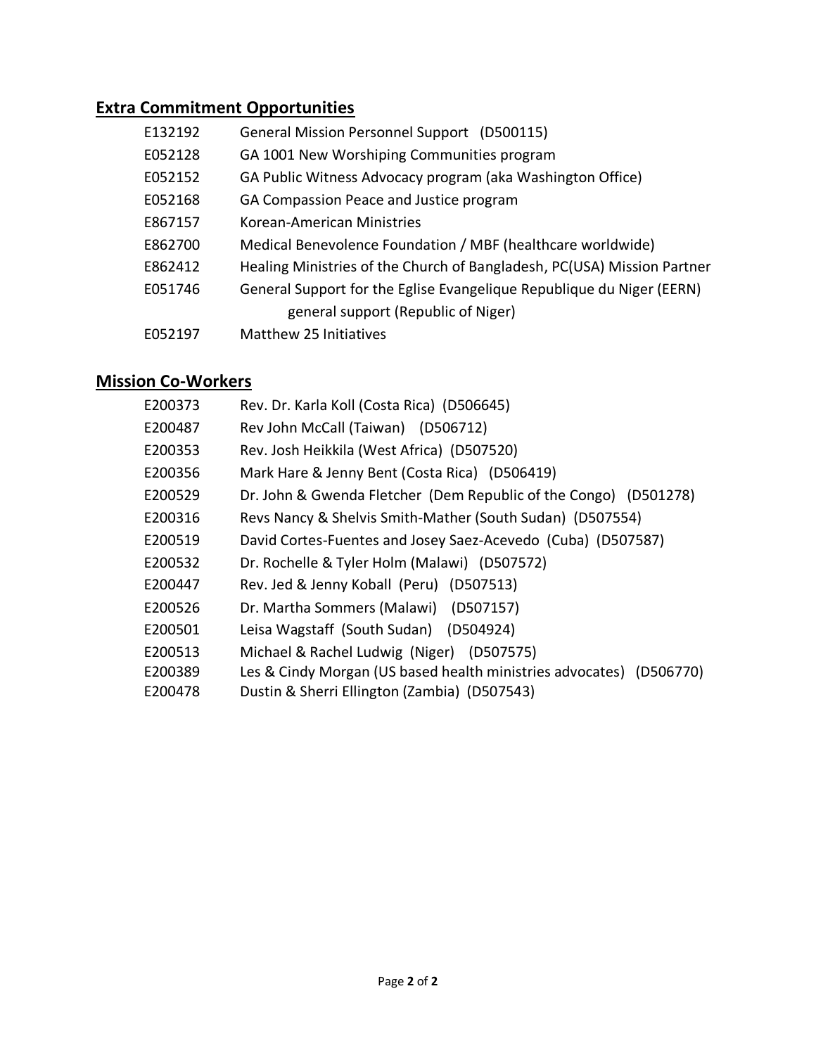## Extra Commitment Opportunities

| | |
|---|---|
| E132192 | General Mission Personnel Support (D500115) |
| E052128 | GA 1001 New Worshiping Communities program |
| E052152 | GA Public Witness Advocacy program (aka Washington Office) |
| E052168 | GA Compassion Peace and Justice program |
| E867157 | Korean-American Ministries |
| E862700 | Medical Benevolence Foundation / MBF (healthcare worldwide) |
| E862412 | Healing Ministries of the Church of Bangladesh, PC(USA) Mission Partner |
| E051746 | General Support for the Eglise Evangelique Republique du Niger (EERN) general support (Republic of Niger) |
| E052197 | Matthew 25 Initiatives |

## Mission Co-Workers

| | |
|---|---|
| E200373 | Rev. Dr. Karla Koll (Costa Rica) (D506645) |
| E200487 | Rev John McCall (Taiwan) (D506712) |
| E200353 | Rev. Josh Heikkila (West Africa) (D507520) |
| E200356 | Mark Hare & Jenny Bent (Costa Rica) (D506419) |
| E200529 | Dr. John & Gwenda Fletcher (Dem Republic of the Congo) (D501278) |
| E200316 | Revs Nancy & Shelvis Smith-Mather (South Sudan) (D507554) |
| E200519 | David Cortes-Fuentes and Josey Saez-Acevedo (Cuba) (D507587) |
| E200532 | Dr. Rochelle & Tyler Holm (Malawi) (D507572) |
| E200447 | Rev. Jed & Jenny Koball (Peru) (D507513) |
| E200526 | Dr. Martha Sommers (Malawi) (D507157) |
| E200501 | Leisa Wagstaff (South Sudan) (D504924) |
| E200513 | Michael & Rachel Ludwig (Niger) (D507575) |
| E200389 | Les & Cindy Morgan (US based health ministries advocates) (D506770) |
| E200478 | Dustin & Sherri Ellington (Zambia) (D507543) |